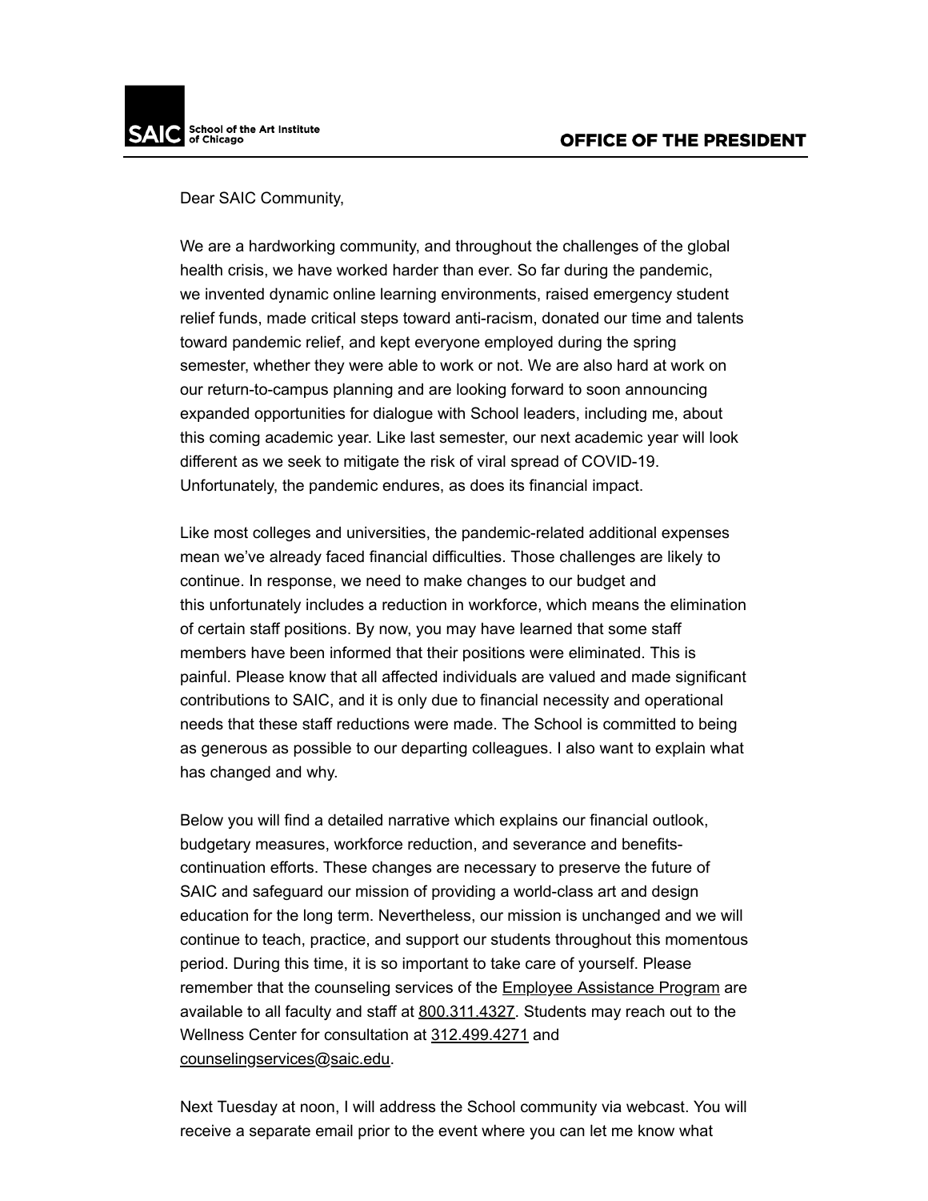Dear SAIC Community,

We are a hardworking community, and throughout the challenges of the global health crisis, we have worked harder than ever. So far during the pandemic, we invented dynamic online learning environments, raised emergency student relief funds, made critical steps toward anti-racism, donated our time and talents toward pandemic relief, and kept everyone employed during the spring semester, whether they were able to work or not. We are also hard at work on our return-to-campus planning and are looking forward to soon announcing expanded opportunities for dialogue with School leaders, including me, about this coming academic year. Like last semester, our next academic year will look different as we seek to mitigate the risk of viral spread of COVID-19. Unfortunately, the pandemic endures, as does its financial impact.

Like most colleges and universities, the pandemic-related additional expenses mean we've already faced financial difficulties. Those challenges are likely to continue. In response, we need to make changes to our budget and this unfortunately includes a reduction in workforce, which means the elimination of certain staff positions. By now, you may have learned that some staff members have been informed that their positions were eliminated. This is painful. Please know that all affected individuals are valued and made significant contributions to SAIC, and it is only due to financial necessity and operational needs that these staff reductions were made. The School is committed to being as generous as possible to our departing colleagues. I also want to explain what has changed and why.

Below you will find a detailed narrative which explains our financial outlook, budgetary measures, workforce reduction, and severance and benefits-continuation efforts. These changes are necessary to preserve the future of SAIC and safeguard our mission of providing a world-class art and design education for the long term. Nevertheless, our mission is unchanged and we will continue to teach, practice, and support our students throughout this momentous period. During this time, it is so important to take care of yourself. Please remember that the counseling services of the Employee Assistance Program are available to all faculty and staff at 800.311.4327. Students may reach out to the Wellness Center for consultation at 312.499.4271 and counselingservices@saic.edu.

Next Tuesday at noon, I will address the School community via webcast. You will receive a separate email prior to the event where you can let me know what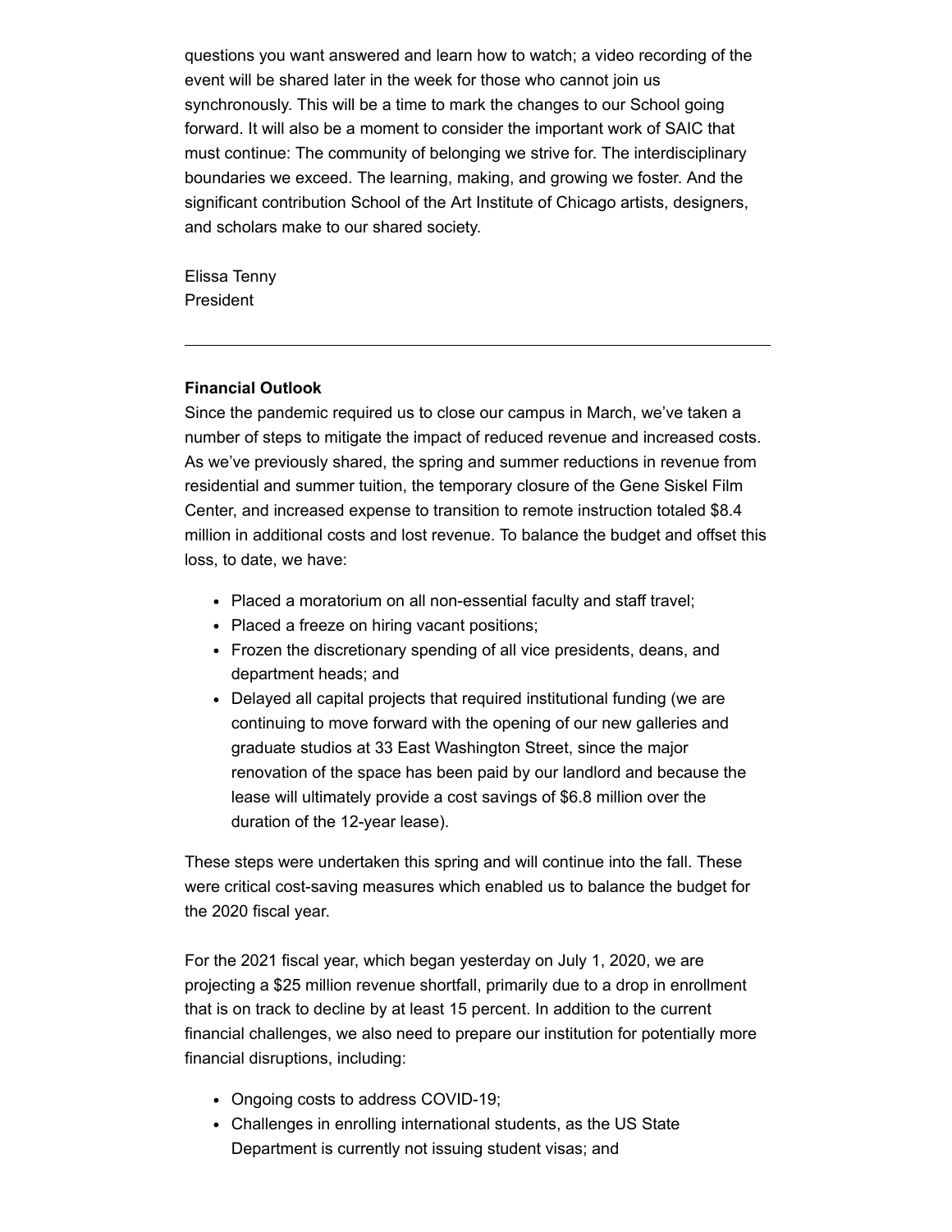questions you want answered and learn how to watch; a video recording of the event will be shared later in the week for those who cannot join us synchronously. This will be a time to mark the changes to our School going forward. It will also be a moment to consider the important work of SAIC that must continue: The community of belonging we strive for. The interdisciplinary boundaries we exceed. The learning, making, and growing we foster. And the significant contribution School of the Art Institute of Chicago artists, designers, and scholars make to our shared society.

Elissa Tenny
President

---

**Financial Outlook**
Since the pandemic required us to close our campus in March, we've taken a number of steps to mitigate the impact of reduced revenue and increased costs. As we've previously shared, the spring and summer reductions in revenue from residential and summer tuition, the temporary closure of the Gene Siskel Film Center, and increased expense to transition to remote instruction totaled $8.4 million in additional costs and lost revenue. To balance the budget and offset this loss, to date, we have:

- Placed a moratorium on all non-essential faculty and staff travel;
- Placed a freeze on hiring vacant positions;
- Frozen the discretionary spending of all vice presidents, deans, and department heads; and
- Delayed all capital projects that required institutional funding (we are continuing to move forward with the opening of our new galleries and graduate studios at 33 East Washington Street, since the major renovation of the space has been paid by our landlord and because the lease will ultimately provide a cost savings of $6.8 million over the duration of the 12-year lease).

These steps were undertaken this spring and will continue into the fall. These were critical cost-saving measures which enabled us to balance the budget for the 2020 fiscal year.

For the 2021 fiscal year, which began yesterday on July 1, 2020, we are projecting a $25 million revenue shortfall, primarily due to a drop in enrollment that is on track to decline by at least 15 percent. In addition to the current financial challenges, we also need to prepare our institution for potentially more financial disruptions, including:

- Ongoing costs to address COVID-19;
- Challenges in enrolling international students, as the US State Department is currently not issuing student visas; and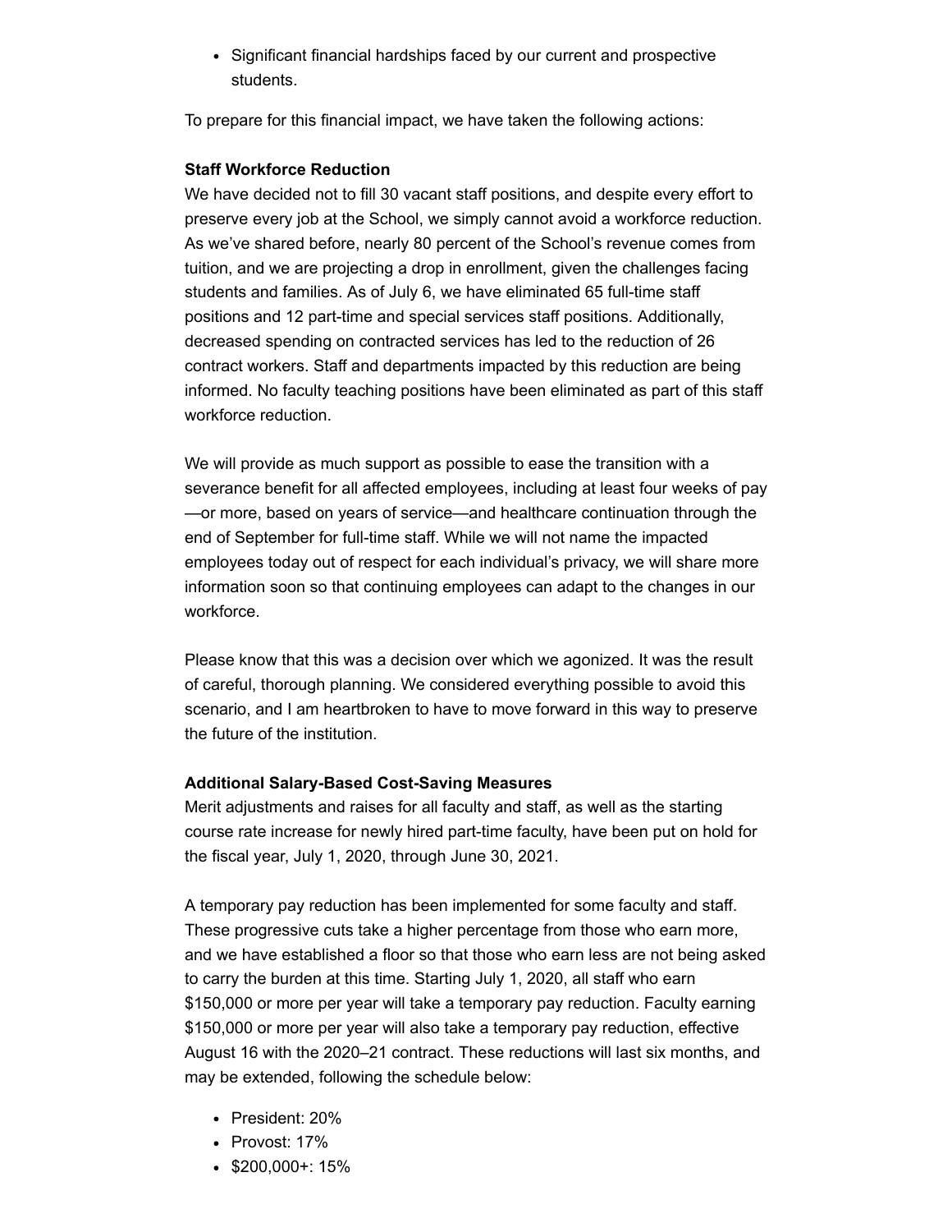- Significant financial hardships faced by our current and prospective students.

To prepare for this financial impact, we have taken the following actions:

**Staff Workforce Reduction**
We have decided not to fill 30 vacant staff positions, and despite every effort to preserve every job at the School, we simply cannot avoid a workforce reduction. As we've shared before, nearly 80 percent of the School's revenue comes from tuition, and we are projecting a drop in enrollment, given the challenges facing students and families. As of July 6, we have eliminated 65 full-time staff positions and 12 part-time and special services staff positions. Additionally, decreased spending on contracted services has led to the reduction of 26 contract workers. Staff and departments impacted by this reduction are being informed. No faculty teaching positions have been eliminated as part of this staff workforce reduction.

We will provide as much support as possible to ease the transition with a severance benefit for all affected employees, including at least four weeks of pay—or more, based on years of service—and healthcare continuation through the end of September for full-time staff. While we will not name the impacted employees today out of respect for each individual's privacy, we will share more information soon so that continuing employees can adapt to the changes in our workforce.

Please know that this was a decision over which we agonized. It was the result of careful, thorough planning. We considered everything possible to avoid this scenario, and I am heartbroken to have to move forward in this way to preserve the future of the institution.

**Additional Salary-Based Cost-Saving Measures**
Merit adjustments and raises for all faculty and staff, as well as the starting course rate increase for newly hired part-time faculty, have been put on hold for the fiscal year, July 1, 2020, through June 30, 2021.

A temporary pay reduction has been implemented for some faculty and staff. These progressive cuts take a higher percentage from those who earn more, and we have established a floor so that those who earn less are not being asked to carry the burden at this time. Starting July 1, 2020, all staff who earn $150,000 or more per year will take a temporary pay reduction. Faculty earning $150,000 or more per year will also take a temporary pay reduction, effective August 16 with the 2020–21 contract. These reductions will last six months, and may be extended, following the schedule below:

- President: 20%
- Provost: 17%
- $200,000+: 15%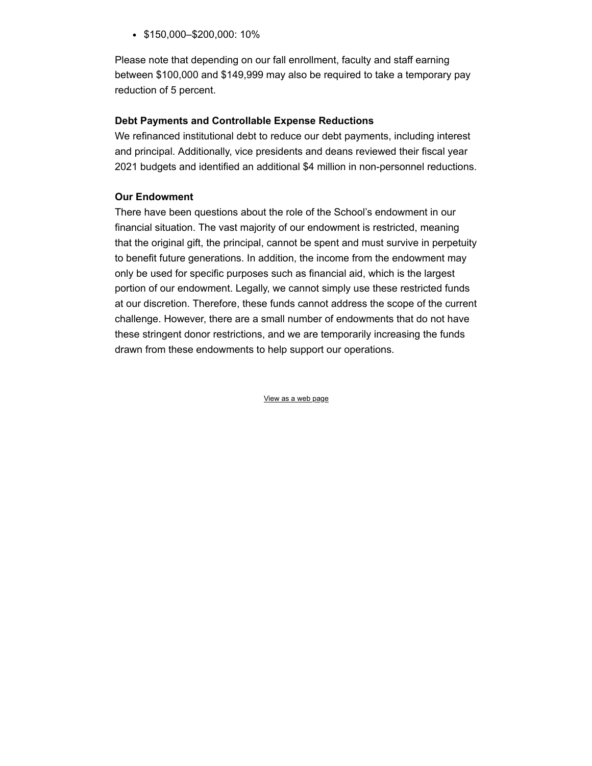- $150,000–$200,000: 10%

Please note that depending on our fall enrollment, faculty and staff earning between $100,000 and $149,999 may also be required to take a temporary pay reduction of 5 percent.

**Debt Payments and Controllable Expense Reductions**

We refinanced institutional debt to reduce our debt payments, including interest and principal. Additionally, vice presidents and deans reviewed their fiscal year 2021 budgets and identified an additional $4 million in non-personnel reductions.

**Our Endowment**

There have been questions about the role of the School's endowment in our financial situation. The vast majority of our endowment is restricted, meaning that the original gift, the principal, cannot be spent and must survive in perpetuity to benefit future generations. In addition, the income from the endowment may only be used for specific purposes such as financial aid, which is the largest portion of our endowment. Legally, we cannot simply use these restricted funds at our discretion. Therefore, these funds cannot address the scope of the current challenge. However, there are a small number of endowments that do not have these stringent donor restrictions, and we are temporarily increasing the funds drawn from these endowments to help support our operations.

View as a web page